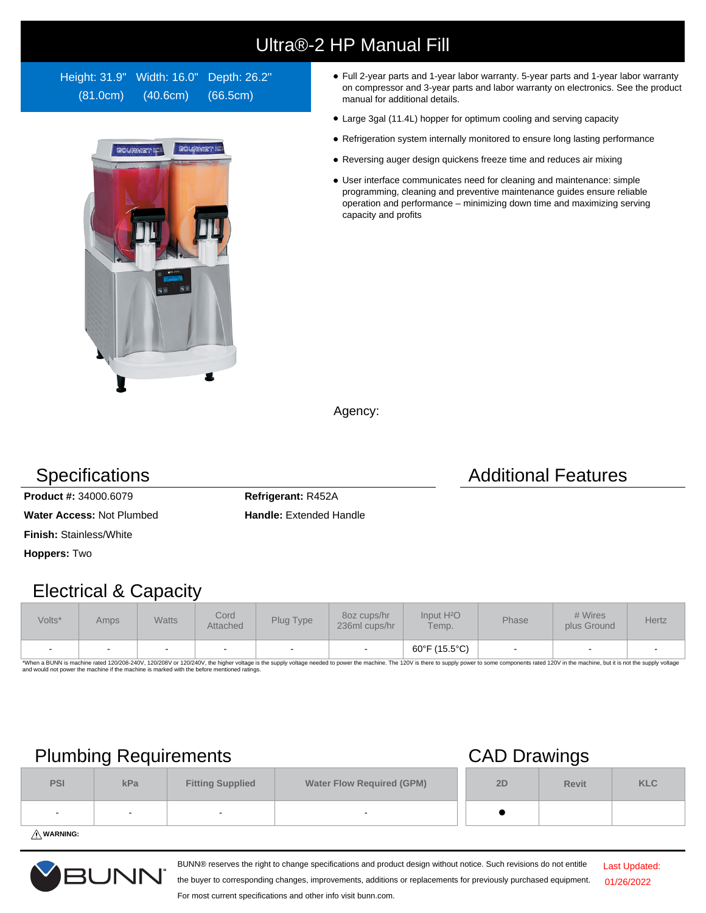# Ultra®-2 HP Manual Fill

Height: 31.9" (81.0cm) Width: 16.0" (40.6cm) Depth: 26.2" (66.5cm)

- Full 2-year parts and 1-year labor warranty. 5-year parts and 1-year labor warranty on compressor and 3-year parts and labor warranty on electronics. See the product manual for additional details.
- Large 3gal (11.4L) hopper for optimum cooling and serving capacity
- Refrigeration system internally monitored to ensure long lasting performance
- Reversing auger design quickens freeze time and reduces air mixing
- User interface communicates need for cleaning and maintenance: simple programming, cleaning and preventive maintenance guides ensure reliable operation and performance – minimizing down time and maximizing serving capacity and profits

Agency:

## Specifications

**Product #:** 34000.6079

**Water Access:** Not Plumbed

**Finish:** Stainless/White

**Hoppers:** Two

**Refrigerant:** R452A

**Handle:** Extended Handle

## Additional Features

## Electrical & Capacity

| Volts* | Amps | Watts | Cord Attached | Plug Type | 8oz cups/hr 236ml cups/hr | Input $H_2O$ Temp. | Phase | # Wires plus Ground | Hertz |
|---|---|---|---|---|---|---|---|---|---|
| - | - | - | - | - | - | 60°F (15.5°C) | - | - | - |

*When a BUNN is machine rated 120/208-240V, 120/208V or 120/240V, the higher voltage is the supply voltage needed to power the machine. The 120V is there to supply power to some components rated 120V in the machine, but it is not the supply voltage and would not power the machine if the machine is marked with the before mentioned ratings.

## Plumbing Requirements

| PSI | kPa | Fitting Supplied | Water Flow Required (GPM) |
|---|---|---|---|
| - | - | - | - |

⚠ **WARNING:**

## CAD Drawings

| 2D | Revit | KLC |
|---|---|---|
| ● | | |

BUNN® reserves the right to change specifications and product design without notice. Such revisions do not entitle the buyer to corresponding changes, improvements, additions or replacements for previously purchased equipment. For most current specifications and other info visit bunn.com.

Last Updated: 01/26/2022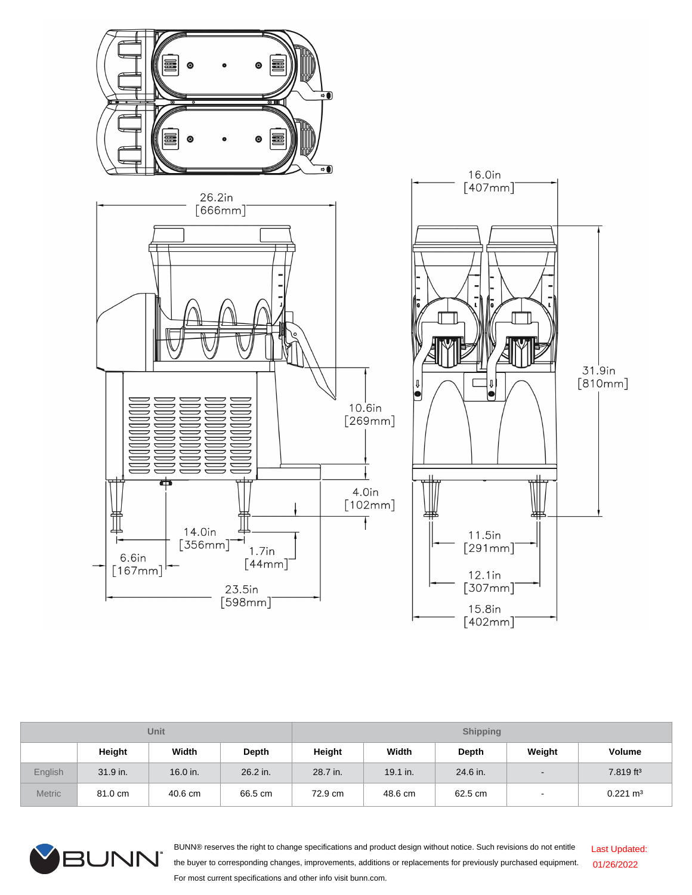| Unit | | | | Shipping | | | | | |
|---|---|---|---|---|---|---|---|---|---|
| | Height | Width | Depth | Height | Width | Depth | Weight | Volume |
| English | 31.9 in. | 16.0 in. | 26.2 in. | 28.7 in. | 19.1 in. | 24.6 in. | - | 7.819 ft³ |
| Metric | 81.0 cm | 40.6 cm | 66.5 cm | 72.9 cm | 48.6 cm | 62.5 cm | - | 0.221 m³ |

BUNN® reserves the right to change specifications and product design without notice. Such revisions do not entitle the buyer to corresponding changes, improvements, additions or replacements for previously purchased equipment. For most current specifications and other info visit bunn.com.

Last Updated: 01/26/2022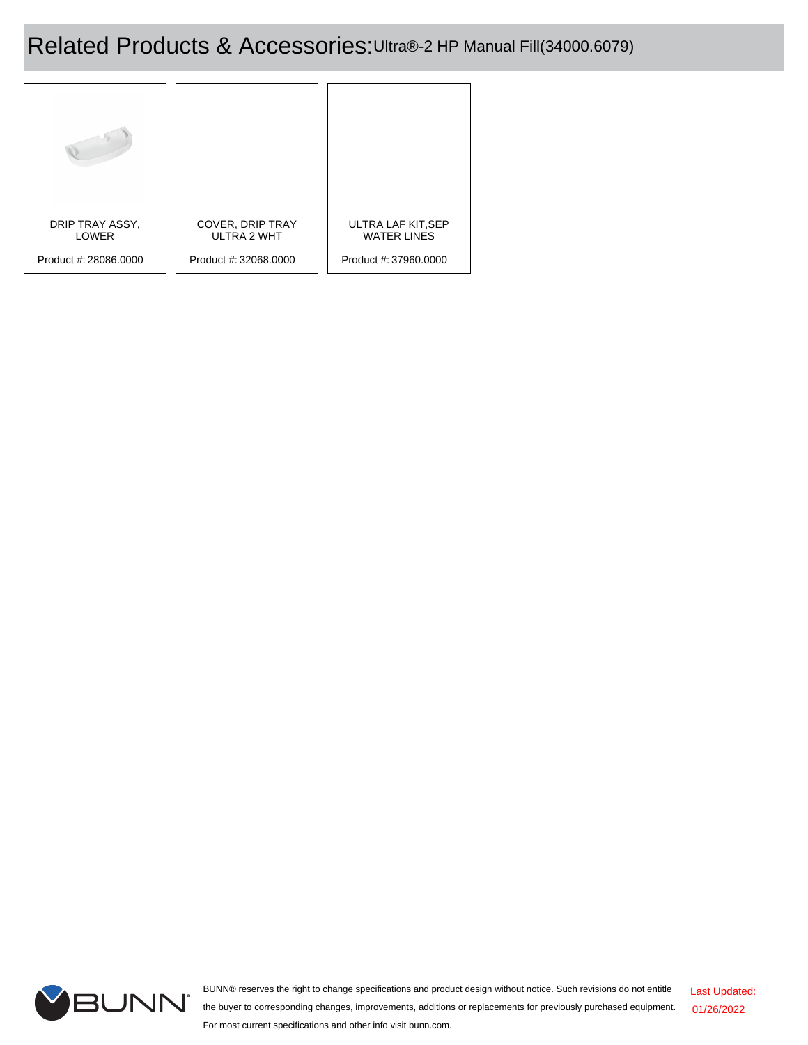# Related Products & Accessories: Ultra®-2 HP Manual Fill(34000.6079)

| Product | Product # |
| --- | --- |
| DRIP TRAY ASSY, LOWER | 28086.0000 |
| COVER, DRIP TRAY ULTRA 2 WHT | 32068.0000 |
| ULTRA LAF KIT,SEP WATER LINES | 37960.0000 |

BUNN® reserves the right to change specifications and product design without notice. Such revisions do not entitle the buyer to corresponding changes, improvements, additions or replacements for previously purchased equipment. For most current specifications and other info visit bunn.com.

Last Updated: 01/26/2022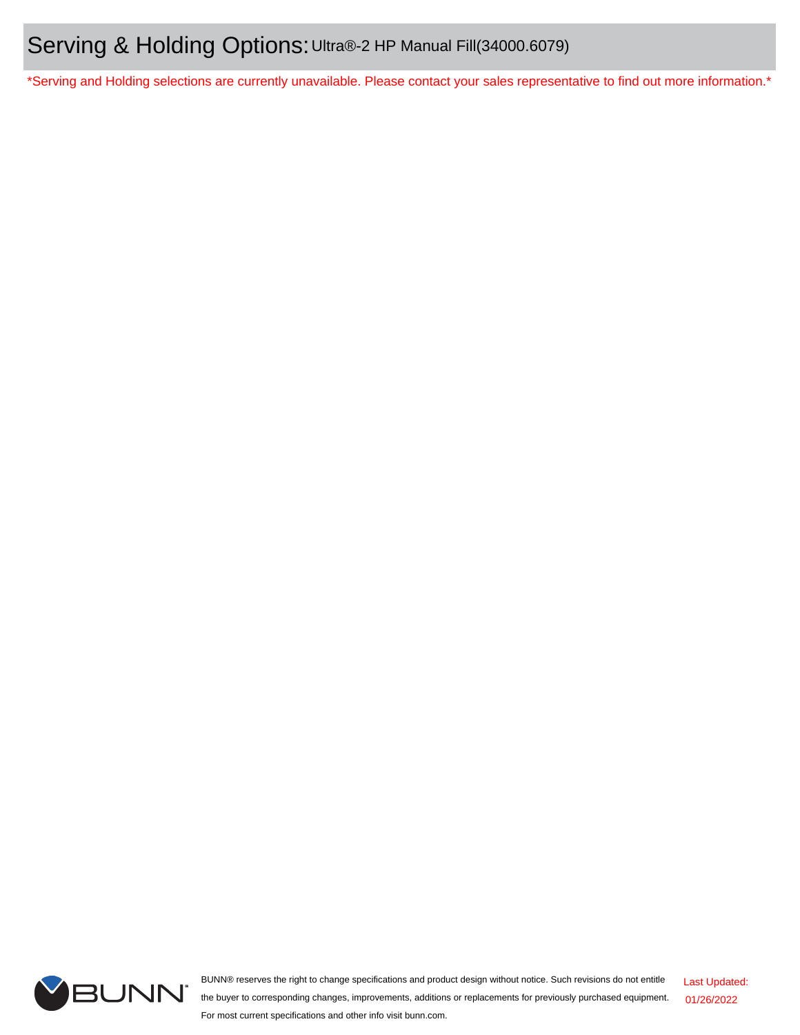# Serving & Holding Options: Ultra®-2 HP Manual Fill(34000.6079)

*Serving and Holding selections are currently unavailable. Please contact your sales representative to find out more information.*

BUNN® reserves the right to change specifications and product design without notice. Such revisions do not entitle the buyer to corresponding changes, improvements, additions or replacements for previously purchased equipment. For most current specifications and other info visit bunn.com.

Last Updated: 01/26/2022